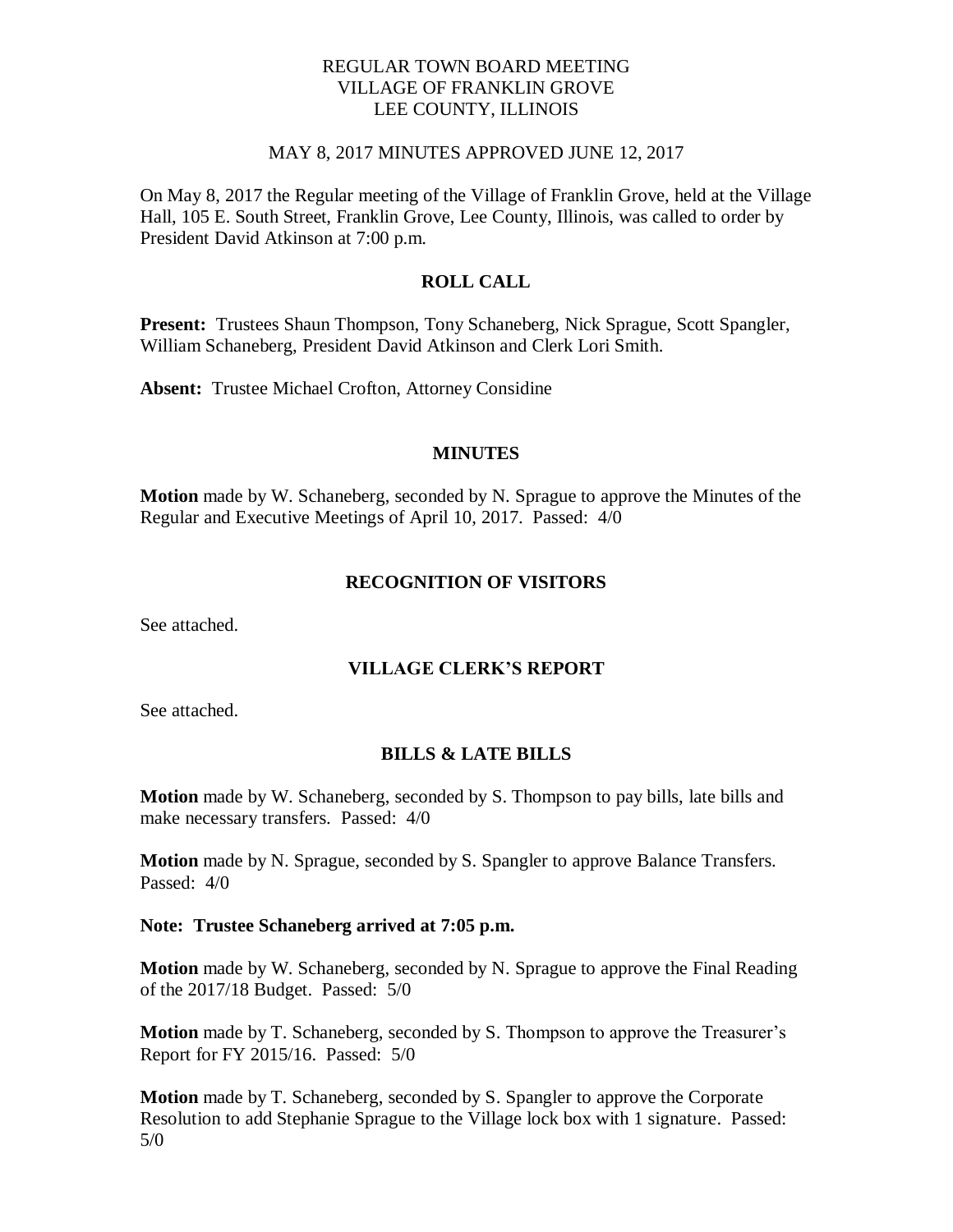REGULAR TOWN BOARD MEETING
VILLAGE OF FRANKLIN GROVE
LEE COUNTY, ILLINOIS

MAY 8, 2017 MINUTES APPROVED JUNE 12, 2017

On May 8, 2017 the Regular meeting of the Village of Franklin Grove, held at the Village Hall, 105 E. South Street, Franklin Grove, Lee County, Illinois, was called to order by President David Atkinson at 7:00 p.m.

## ROLL CALL

**Present:** Trustees Shaun Thompson, Tony Schaneberg, Nick Sprague, Scott Spangler, William Schaneberg, President David Atkinson and Clerk Lori Smith.

**Absent:** Trustee Michael Crofton, Attorney Considine

## MINUTES

**Motion** made by W. Schaneberg, seconded by N. Sprague to approve the Minutes of the Regular and Executive Meetings of April 10, 2017. Passed: 4/0

## RECOGNITION OF VISITORS

See attached.

## VILLAGE CLERK'S REPORT

See attached.

## BILLS & LATE BILLS

**Motion** made by W. Schaneberg, seconded by S. Thompson to pay bills, late bills and make necessary transfers. Passed: 4/0

**Motion** made by N. Sprague, seconded by S. Spangler to approve Balance Transfers. Passed: 4/0

**Note: Trustee Schaneberg arrived at 7:05 p.m.**

**Motion** made by W. Schaneberg, seconded by N. Sprague to approve the Final Reading of the 2017/18 Budget. Passed: 5/0

**Motion** made by T. Schaneberg, seconded by S. Thompson to approve the Treasurer's Report for FY 2015/16. Passed: 5/0

**Motion** made by T. Schaneberg, seconded by S. Spangler to approve the Corporate Resolution to add Stephanie Sprague to the Village lock box with 1 signature. Passed: 5/0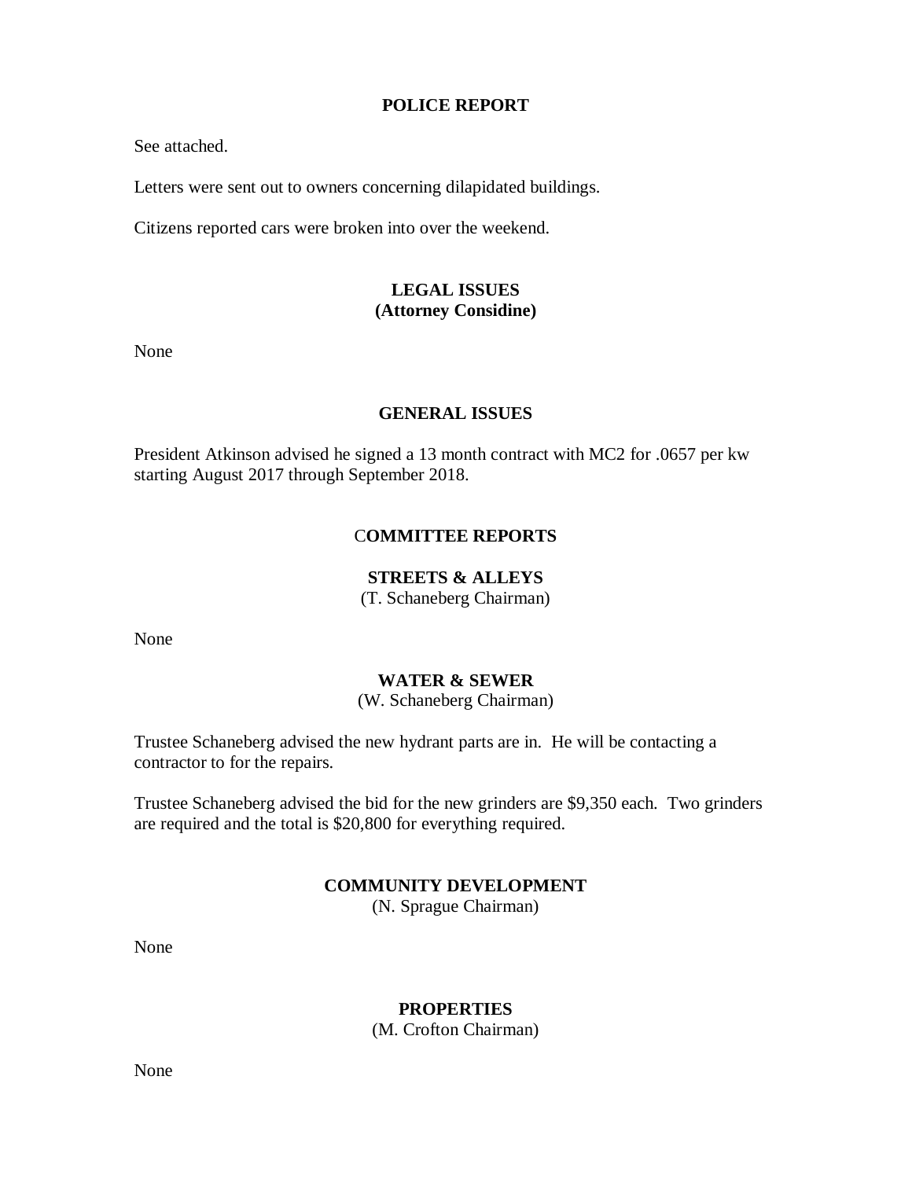## POLICE REPORT

See attached.

Letters were sent out to owners concerning dilapidated buildings.

Citizens reported cars were broken into over the weekend.

## LEGAL ISSUES
**(Attorney Considine)**

None

## GENERAL ISSUES

President Atkinson advised he signed a 13 month contract with MC2 for .0657 per kw starting August 2017 through September 2018.

## COMMITTEE REPORTS

### STREETS & ALLEYS
(T. Schaneberg Chairman)

None

### WATER & SEWER
(W. Schaneberg Chairman)

Trustee Schaneberg advised the new hydrant parts are in. He will be contacting a contractor to for the repairs.

Trustee Schaneberg advised the bid for the new grinders are $9,350 each. Two grinders are required and the total is $20,800 for everything required.

### COMMUNITY DEVELOPMENT
(N. Sprague Chairman)

None

### PROPERTIES
(M. Crofton Chairman)

None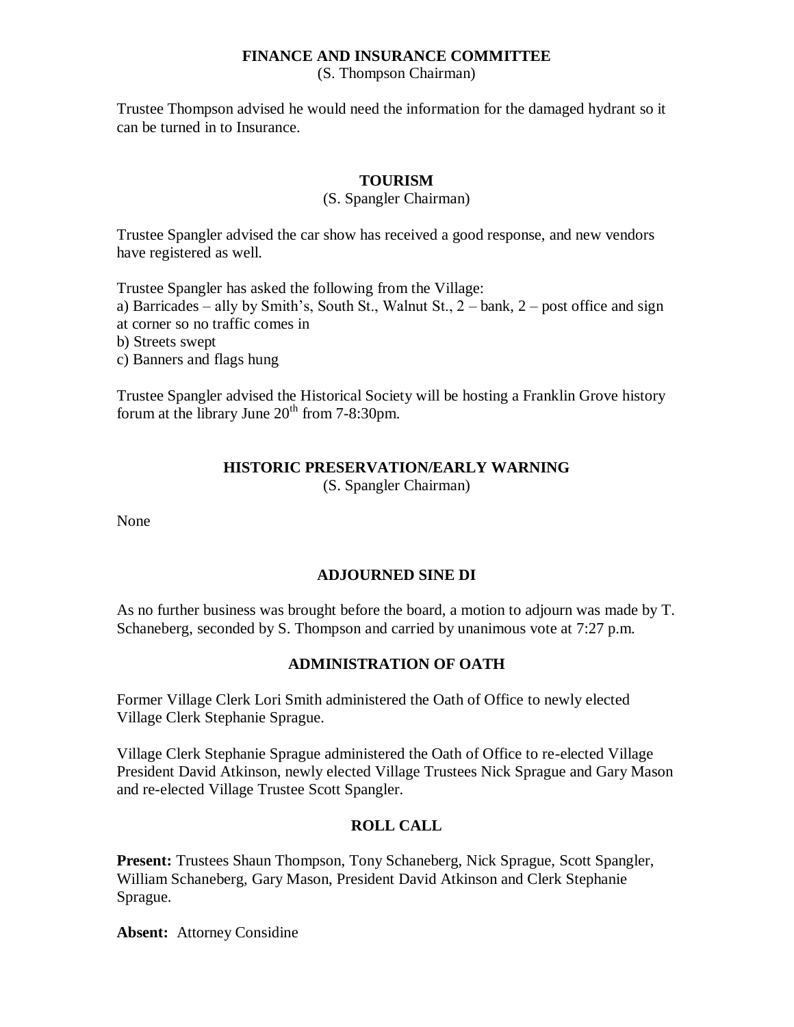## FINANCE AND INSURANCE COMMITTEE

(S. Thompson Chairman)

Trustee Thompson advised he would need the information for the damaged hydrant so it can be turned in to Insurance.

## TOURISM

(S. Spangler Chairman)

Trustee Spangler advised the car show has received a good response, and new vendors have registered as well.

Trustee Spangler has asked the following from the Village:

a) Barricades – ally by Smith's, South St., Walnut St., 2 – bank, 2 – post office and sign at corner so no traffic comes in
b) Streets swept
c) Banners and flags hung

Trustee Spangler advised the Historical Society will be hosting a Franklin Grove history forum at the library June 20th from 7-8:30pm.

## HISTORIC PRESERVATION/EARLY WARNING

(S. Spangler Chairman)

None

## ADJOURNED SINE DI

As no further business was brought before the board, a motion to adjourn was made by T. Schaneberg, seconded by S. Thompson and carried by unanimous vote at 7:27 p.m.

## ADMINISTRATION OF OATH

Former Village Clerk Lori Smith administered the Oath of Office to newly elected Village Clerk Stephanie Sprague.

Village Clerk Stephanie Sprague administered the Oath of Office to re-elected Village President David Atkinson, newly elected Village Trustees Nick Sprague and Gary Mason and re-elected Village Trustee Scott Spangler.

## ROLL CALL

**Present:** Trustees Shaun Thompson, Tony Schaneberg, Nick Sprague, Scott Spangler, William Schaneberg, Gary Mason, President David Atkinson and Clerk Stephanie Sprague.

**Absent:** Attorney Considine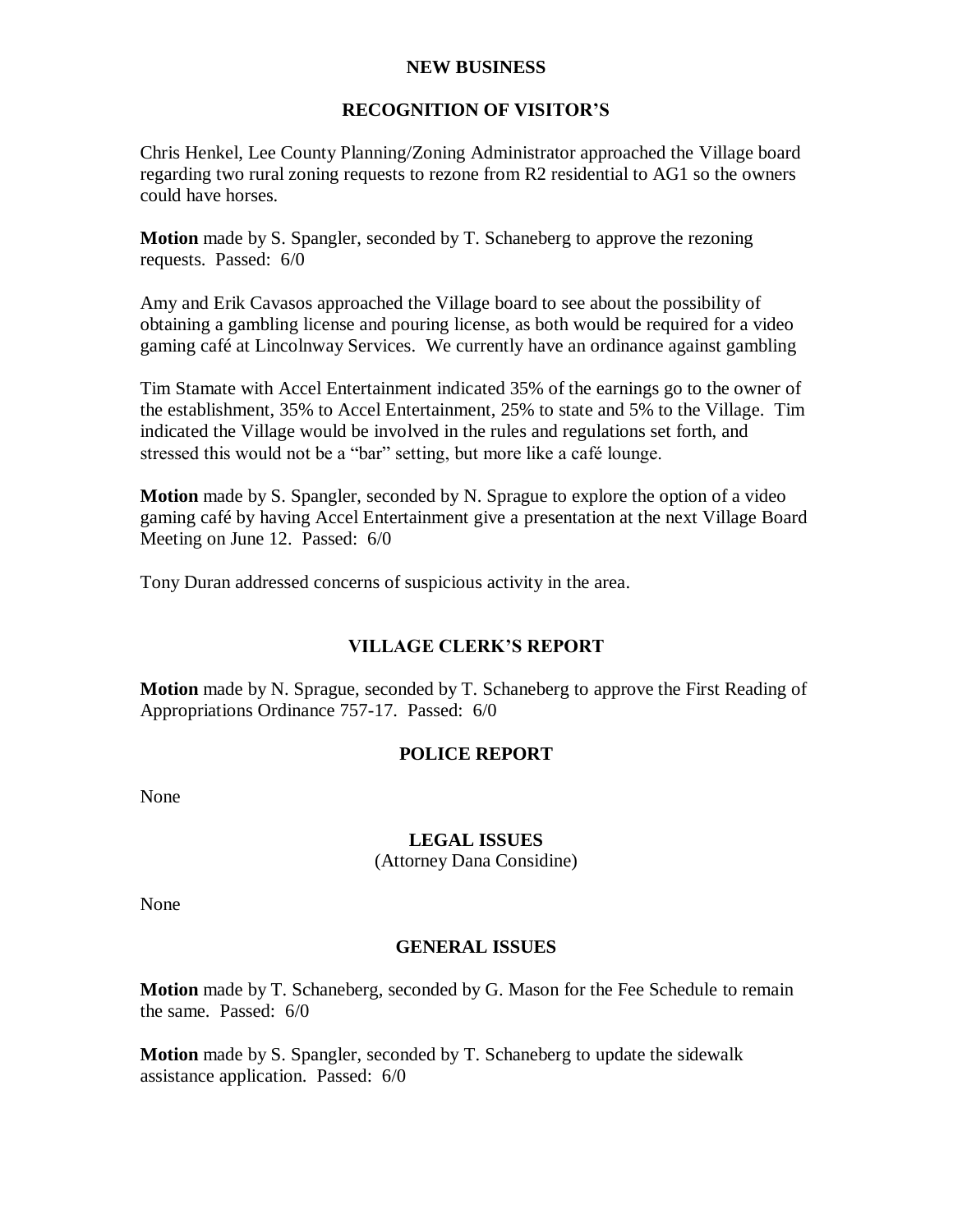## NEW BUSINESS

### RECOGNITION OF VISITOR'S

Chris Henkel, Lee County Planning/Zoning Administrator approached the Village board regarding two rural zoning requests to rezone from R2 residential to AG1 so the owners could have horses.

**Motion** made by S. Spangler, seconded by T. Schaneberg to approve the rezoning requests. Passed: 6/0

Amy and Erik Cavasos approached the Village board to see about the possibility of obtaining a gambling license and pouring license, as both would be required for a video gaming café at Lincolnway Services. We currently have an ordinance against gambling

Tim Stamate with Accel Entertainment indicated 35% of the earnings go to the owner of the establishment, 35% to Accel Entertainment, 25% to state and 5% to the Village. Tim indicated the Village would be involved in the rules and regulations set forth, and stressed this would not be a "bar" setting, but more like a café lounge.

**Motion** made by S. Spangler, seconded by N. Sprague to explore the option of a video gaming café by having Accel Entertainment give a presentation at the next Village Board Meeting on June 12. Passed: 6/0

Tony Duran addressed concerns of suspicious activity in the area.

### VILLAGE CLERK'S REPORT

**Motion** made by N. Sprague, seconded by T. Schaneberg to approve the First Reading of Appropriations Ordinance 757-17. Passed: 6/0

### POLICE REPORT

None

### LEGAL ISSUES

(Attorney Dana Considine)

None

### GENERAL ISSUES

**Motion** made by T. Schaneberg, seconded by G. Mason for the Fee Schedule to remain the same. Passed: 6/0

**Motion** made by S. Spangler, seconded by T. Schaneberg to update the sidewalk assistance application. Passed: 6/0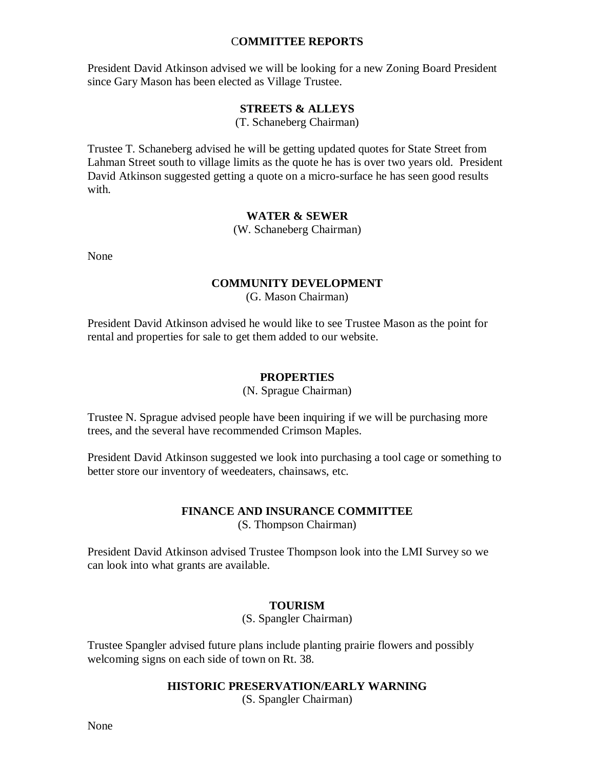## COMMITTEE REPORTS

President David Atkinson advised we will be looking for a new Zoning Board President since Gary Mason has been elected as Village Trustee.

### STREETS & ALLEYS

(T. Schaneberg Chairman)

Trustee T. Schaneberg advised he will be getting updated quotes for State Street from Lahman Street south to village limits as the quote he has is over two years old. President David Atkinson suggested getting a quote on a micro-surface he has seen good results with.

### WATER & SEWER

(W. Schaneberg Chairman)

None

### COMMUNITY DEVELOPMENT

(G. Mason Chairman)

President David Atkinson advised he would like to see Trustee Mason as the point for rental and properties for sale to get them added to our website.

### PROPERTIES

(N. Sprague Chairman)

Trustee N. Sprague advised people have been inquiring if we will be purchasing more trees, and the several have recommended Crimson Maples.

President David Atkinson suggested we look into purchasing a tool cage or something to better store our inventory of weedeaters, chainsaws, etc.

### FINANCE AND INSURANCE COMMITTEE

(S. Thompson Chairman)

President David Atkinson advised Trustee Thompson look into the LMI Survey so we can look into what grants are available.

### TOURISM

(S. Spangler Chairman)

Trustee Spangler advised future plans include planting prairie flowers and possibly welcoming signs on each side of town on Rt. 38.

### HISTORIC PRESERVATION/EARLY WARNING

(S. Spangler Chairman)

None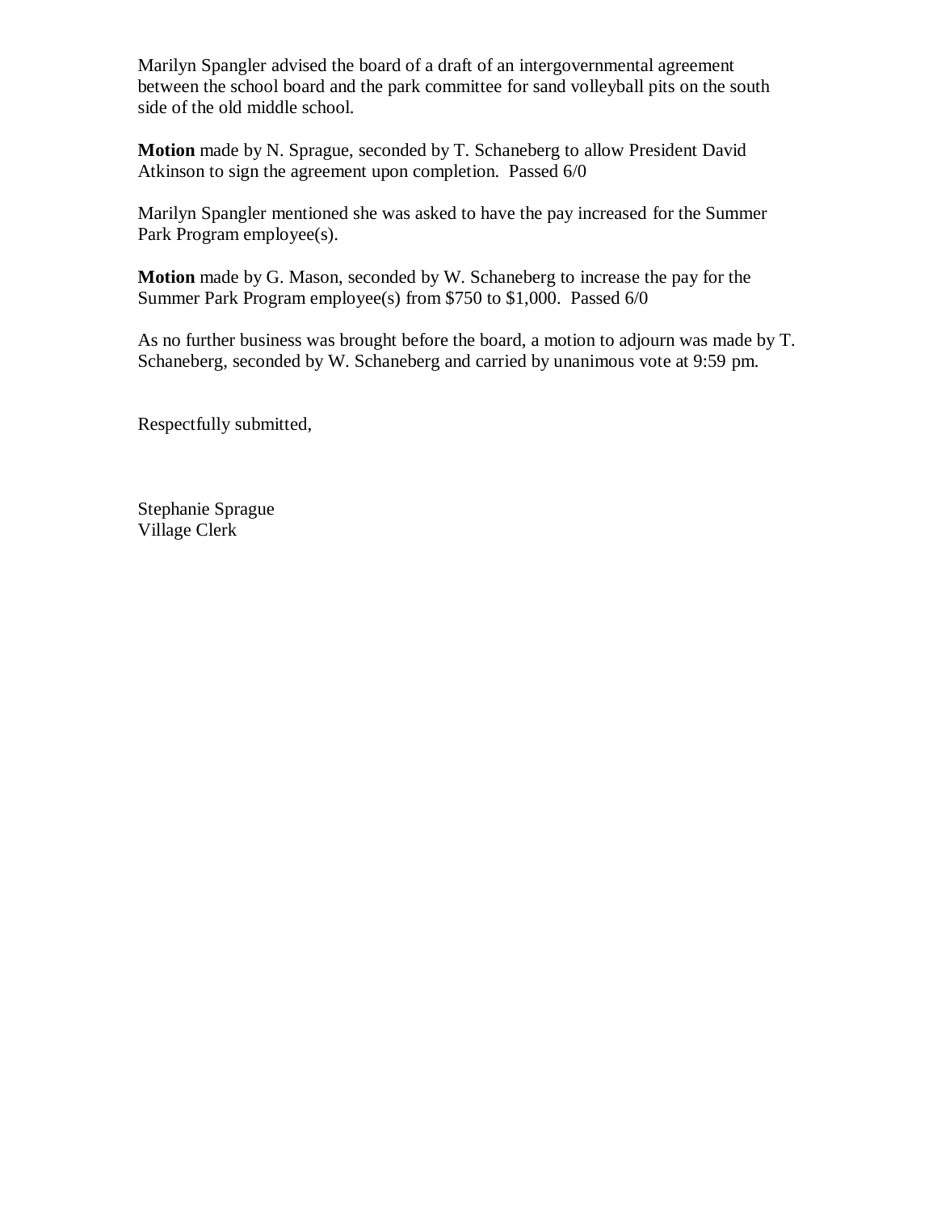Marilyn Spangler advised the board of a draft of an intergovernmental agreement between the school board and the park committee for sand volleyball pits on the south side of the old middle school.

**Motion** made by N. Sprague, seconded by T. Schaneberg to allow President David Atkinson to sign the agreement upon completion. Passed 6/0

Marilyn Spangler mentioned she was asked to have the pay increased for the Summer Park Program employee(s).

**Motion** made by G. Mason, seconded by W. Schaneberg to increase the pay for the Summer Park Program employee(s) from $750 to $1,000. Passed 6/0

As no further business was brought before the board, a motion to adjourn was made by T. Schaneberg, seconded by W. Schaneberg and carried by unanimous vote at 9:59 pm.

Respectfully submitted,

Stephanie Sprague
Village Clerk